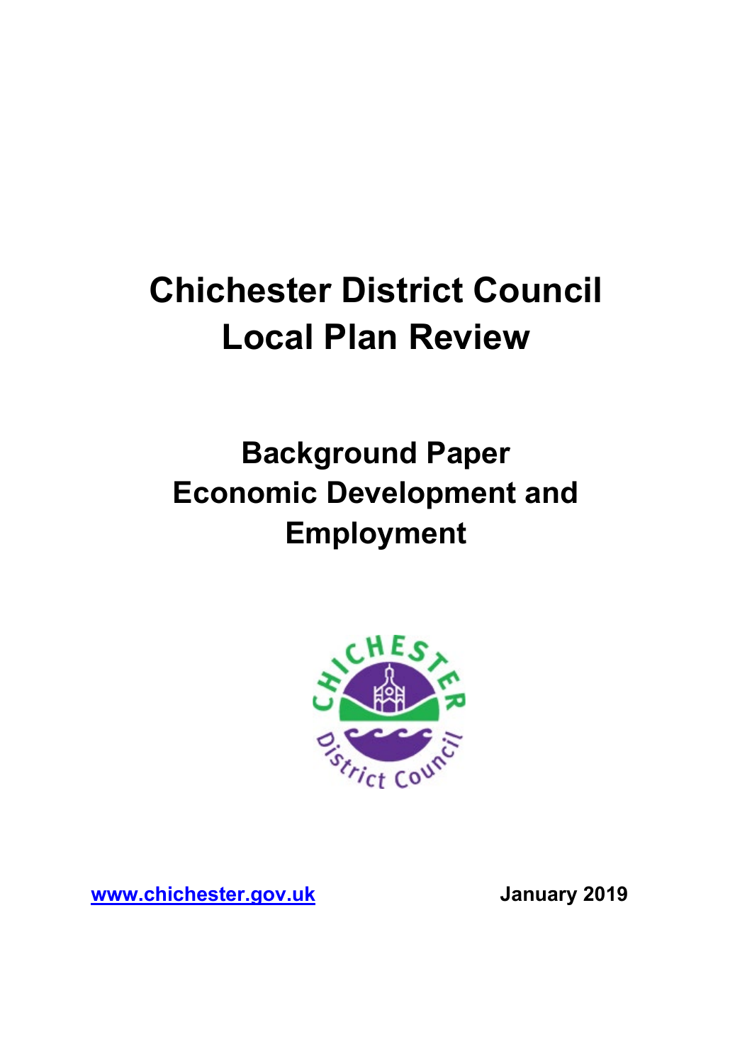# Chichester District Council
# Local Plan Review

## Background Paper
## Economic Development and Employment

[www.chichester.gov.uk](http://www.chichester.gov.uk)

**January 2019**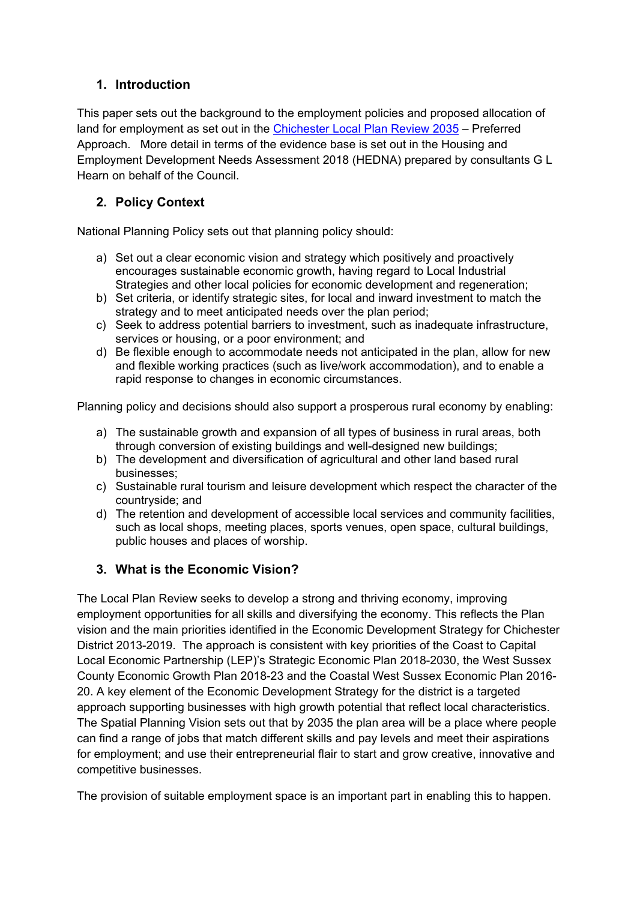## 1. Introduction

This paper sets out the background to the employment policies and proposed allocation of land for employment as set out in the [Chichester Local Plan Review 2035](#) – Preferred Approach. More detail in terms of the evidence base is set out in the Housing and Employment Development Needs Assessment 2018 (HEDNA) prepared by consultants G L Hearn on behalf of the Council.

## 2. Policy Context

National Planning Policy sets out that planning policy should:

a) Set out a clear economic vision and strategy which positively and proactively encourages sustainable economic growth, having regard to Local Industrial Strategies and other local policies for economic development and regeneration;
b) Set criteria, or identify strategic sites, for local and inward investment to match the strategy and to meet anticipated needs over the plan period;
c) Seek to address potential barriers to investment, such as inadequate infrastructure, services or housing, or a poor environment; and
d) Be flexible enough to accommodate needs not anticipated in the plan, allow for new and flexible working practices (such as live/work accommodation), and to enable a rapid response to changes in economic circumstances.

Planning policy and decisions should also support a prosperous rural economy by enabling:

a) The sustainable growth and expansion of all types of business in rural areas, both through conversion of existing buildings and well-designed new buildings;
b) The development and diversification of agricultural and other land based rural businesses;
c) Sustainable rural tourism and leisure development which respect the character of the countryside; and
d) The retention and development of accessible local services and community facilities, such as local shops, meeting places, sports venues, open space, cultural buildings, public houses and places of worship.

## 3. What is the Economic Vision?

The Local Plan Review seeks to develop a strong and thriving economy, improving employment opportunities for all skills and diversifying the economy. This reflects the Plan vision and the main priorities identified in the Economic Development Strategy for Chichester District 2013-2019. The approach is consistent with key priorities of the Coast to Capital Local Economic Partnership (LEP)'s Strategic Economic Plan 2018-2030, the West Sussex County Economic Growth Plan 2018-23 and the Coastal West Sussex Economic Plan 2016-20. A key element of the Economic Development Strategy for the district is a targeted approach supporting businesses with high growth potential that reflect local characteristics. The Spatial Planning Vision sets out that by 2035 the plan area will be a place where people can find a range of jobs that match different skills and pay levels and meet their aspirations for employment; and use their entrepreneurial flair to start and grow creative, innovative and competitive businesses.

The provision of suitable employment space is an important part in enabling this to happen.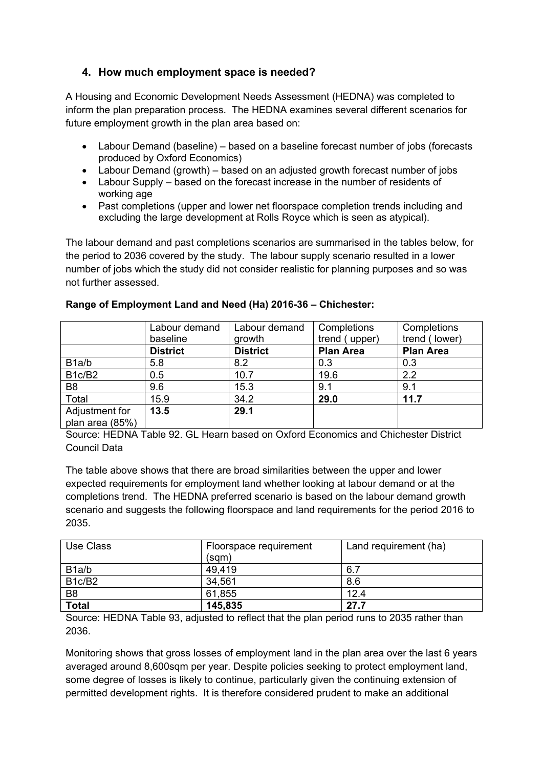### 4. How much employment space is needed?

A Housing and Economic Development Needs Assessment (HEDNA) was completed to inform the plan preparation process. The HEDNA examines several different scenarios for future employment growth in the plan area based on:

- Labour Demand (baseline) – based on a baseline forecast number of jobs (forecasts produced by Oxford Economics)
- Labour Demand (growth) – based on an adjusted growth forecast number of jobs
- Labour Supply – based on the forecast increase in the number of residents of working age
- Past completions (upper and lower net floorspace completion trends including and excluding the large development at Rolls Royce which is seen as atypical).

The labour demand and past completions scenarios are summarised in the tables below, for the period to 2036 covered by the study. The labour supply scenario resulted in a lower number of jobs which the study did not consider realistic for planning purposes and so was not further assessed.

**Range of Employment Land and Need (Ha) 2016-36 – Chichester:**

| | Labour demand baseline | Labour demand growth | Completions trend ( upper) | Completions trend ( lower) |
|---|---|---|---|---|
| | **District** | **District** | **Plan Area** | **Plan Area** |
| B1a/b | 5.8 | 8.2 | 0.3 | 0.3 |
| B1c/B2 | 0.5 | 10.7 | 19.6 | 2.2 |
| B8 | 9.6 | 15.3 | 9.1 | 9.1 |
| Total | 15.9 | 34.2 | **29.0** | **11.7** |
| Adjustment for plan area (85%) | **13.5** | **29.1** | | |

Source: HEDNA Table 92. GL Hearn based on Oxford Economics and Chichester District Council Data

The table above shows that there are broad similarities between the upper and lower expected requirements for employment land whether looking at labour demand or at the completions trend. The HEDNA preferred scenario is based on the labour demand growth scenario and suggests the following floorspace and land requirements for the period 2016 to 2035.

| Use Class | Floorspace requirement (sqm) | Land requirement (ha) |
|---|---|---|
| B1a/b | 49,419 | 6.7 |
| B1c/B2 | 34,561 | 8.6 |
| B8 | 61,855 | 12.4 |
| **Total** | **145,835** | **27.7** |

Source: HEDNA Table 93, adjusted to reflect that the plan period runs to 2035 rather than 2036.

Monitoring shows that gross losses of employment land in the plan area over the last 6 years averaged around 8,600sqm per year. Despite policies seeking to protect employment land, some degree of losses is likely to continue, particularly given the continuing extension of permitted development rights. It is therefore considered prudent to make an additional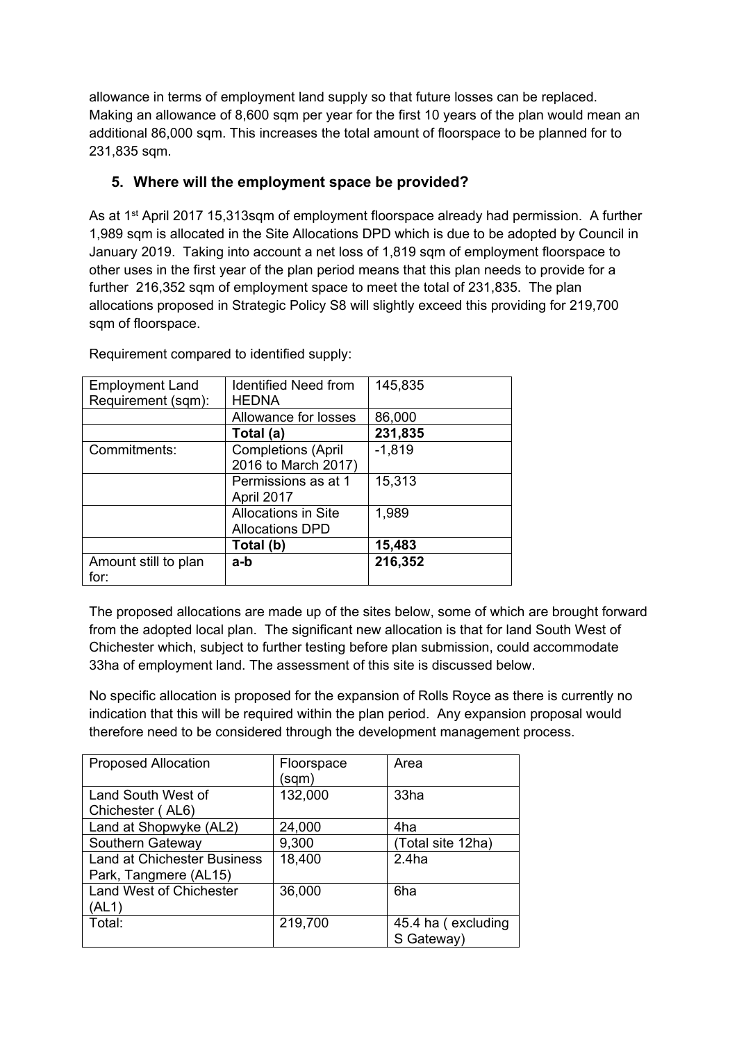allowance in terms of employment land supply so that future losses can be replaced. Making an allowance of 8,600 sqm per year for the first 10 years of the plan would mean an additional 86,000 sqm. This increases the total amount of floorspace to be planned for to 231,835 sqm.

## 5. Where will the employment space be provided?

As at 1st April 2017 15,313sqm of employment floorspace already had permission. A further 1,989 sqm is allocated in the Site Allocations DPD which is due to be adopted by Council in January 2019. Taking into account a net loss of 1,819 sqm of employment floorspace to other uses in the first year of the plan period means that this plan needs to provide for a further 216,352 sqm of employment space to meet the total of 231,835. The plan allocations proposed in Strategic Policy S8 will slightly exceed this providing for 219,700 sqm of floorspace.

Requirement compared to identified supply:

| Employment Land Requirement (sqm): | Identified Need from HEDNA | 145,835 |
|---|---|---|
| | Allowance for losses | 86,000 |
| | **Total (a)** | **231,835** |
| Commitments: | Completions (April 2016 to March 2017) | -1,819 |
| | Permissions as at 1 April 2017 | 15,313 |
| | Allocations in Site Allocations DPD | 1,989 |
| | **Total (b)** | **15,483** |
| Amount still to plan for: | **a-b** | **216,352** |

The proposed allocations are made up of the sites below, some of which are brought forward from the adopted local plan. The significant new allocation is that for land South West of Chichester which, subject to further testing before plan submission, could accommodate 33ha of employment land. The assessment of this site is discussed below.

No specific allocation is proposed for the expansion of Rolls Royce as there is currently no indication that this will be required within the plan period. Any expansion proposal would therefore need to be considered through the development management process.

| Proposed Allocation | Floorspace (sqm) | Area |
|---|---|---|
| Land South West of Chichester ( AL6) | 132,000 | 33ha |
| Land at Shopwyke (AL2) | 24,000 | 4ha |
| Southern Gateway | 9,300 | (Total site 12ha) |
| Land at Chichester Business Park, Tangmere (AL15) | 18,400 | 2.4ha |
| Land West of Chichester (AL1) | 36,000 | 6ha |
| Total: | 219,700 | 45.4 ha ( excluding S Gateway) |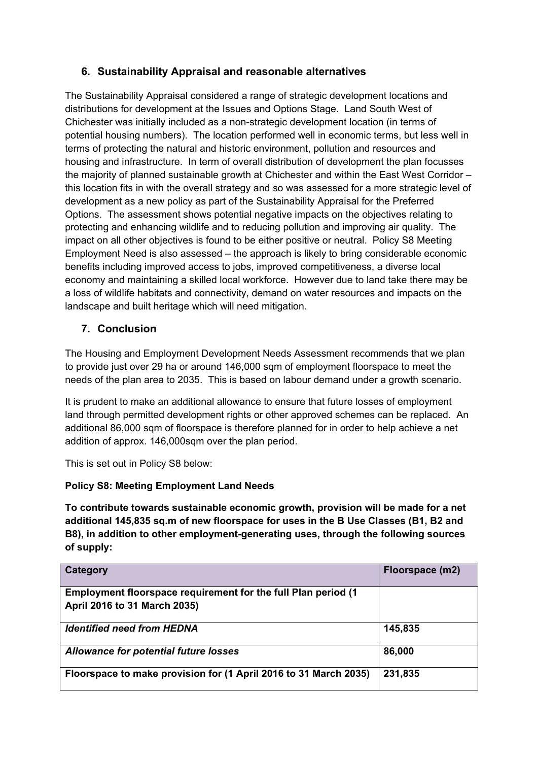## 6. Sustainability Appraisal and reasonable alternatives

The Sustainability Appraisal considered a range of strategic development locations and distributions for development at the Issues and Options Stage. Land South West of Chichester was initially included as a non-strategic development location (in terms of potential housing numbers). The location performed well in economic terms, but less well in terms of protecting the natural and historic environment, pollution and resources and housing and infrastructure. In term of overall distribution of development the plan focusses the majority of planned sustainable growth at Chichester and within the East West Corridor – this location fits in with the overall strategy and so was assessed for a more strategic level of development as a new policy as part of the Sustainability Appraisal for the Preferred Options. The assessment shows potential negative impacts on the objectives relating to protecting and enhancing wildlife and to reducing pollution and improving air quality. The impact on all other objectives is found to be either positive or neutral. Policy S8 Meeting Employment Need is also assessed – the approach is likely to bring considerable economic benefits including improved access to jobs, improved competitiveness, a diverse local economy and maintaining a skilled local workforce. However due to land take there may be a loss of wildlife habitats and connectivity, demand on water resources and impacts on the landscape and built heritage which will need mitigation.

## 7. Conclusion

The Housing and Employment Development Needs Assessment recommends that we plan to provide just over 29 ha or around 146,000 sqm of employment floorspace to meet the needs of the plan area to 2035. This is based on labour demand under a growth scenario.

It is prudent to make an additional allowance to ensure that future losses of employment land through permitted development rights or other approved schemes can be replaced. An additional 86,000 sqm of floorspace is therefore planned for in order to help achieve a net addition of approx. 146,000sqm over the plan period.

This is set out in Policy S8 below:

**Policy S8: Meeting Employment Land Needs**

**To contribute towards sustainable economic growth, provision will be made for a net additional 145,835 sq.m of new floorspace for uses in the B Use Classes (B1, B2 and B8), in addition to other employment-generating uses, through the following sources of supply:**

| Category | Floorspace (m2) |
|---|---|
| **Employment floorspace requirement for the full Plan period (1 April 2016 to 31 March 2035)** | |
| ***Identified need from HEDNA*** | **145,835** |
| ***Allowance for potential future losses*** | **86,000** |
| **Floorspace to make provision for (1 April 2016 to 31 March 2035)** | **231,835** |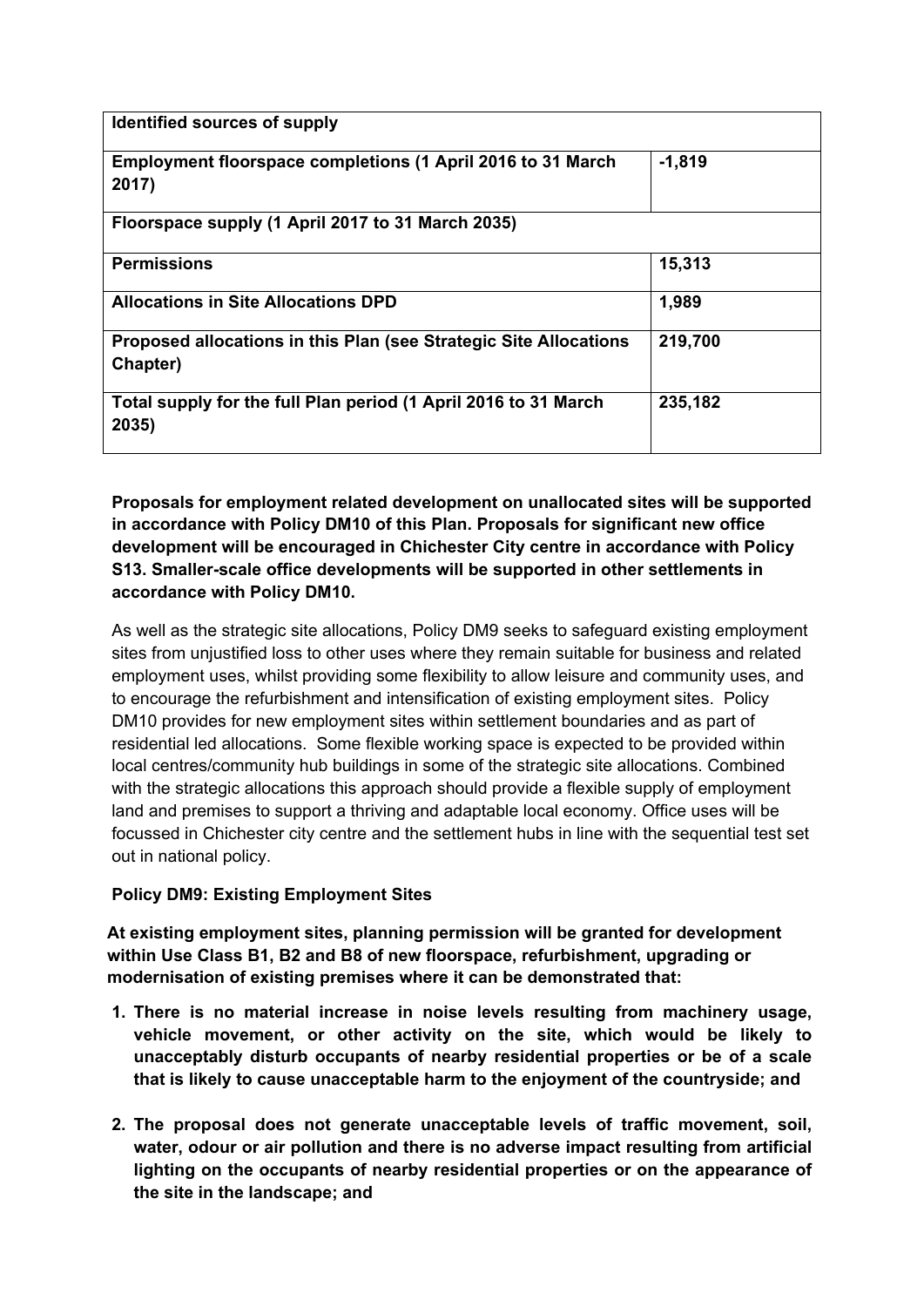| **Identified sources of supply** | |
|---|---|
| **Employment floorspace completions (1 April 2016 to 31 March 2017)** | **-1,819** |
| **Floorspace supply (1 April 2017 to 31 March 2035)** | |
| **Permissions** | **15,313** |
| **Allocations in Site Allocations DPD** | **1,989** |
| **Proposed allocations in this Plan (see Strategic Site Allocations Chapter)** | **219,700** |
| **Total supply for the full Plan period (1 April 2016 to 31 March 2035)** | **235,182** |

**Proposals for employment related development on unallocated sites will be supported in accordance with Policy DM10 of this Plan. Proposals for significant new office development will be encouraged in Chichester City centre in accordance with Policy S13. Smaller-scale office developments will be supported in other settlements in accordance with Policy DM10.**

As well as the strategic site allocations, Policy DM9 seeks to safeguard existing employment sites from unjustified loss to other uses where they remain suitable for business and related employment uses, whilst providing some flexibility to allow leisure and community uses, and to encourage the refurbishment and intensification of existing employment sites. Policy DM10 provides for new employment sites within settlement boundaries and as part of residential led allocations. Some flexible working space is expected to be provided within local centres/community hub buildings in some of the strategic site allocations. Combined with the strategic allocations this approach should provide a flexible supply of employment land and premises to support a thriving and adaptable local economy. Office uses will be focussed in Chichester city centre and the settlement hubs in line with the sequential test set out in national policy.

**Policy DM9: Existing Employment Sites**

**At existing employment sites, planning permission will be granted for development within Use Class B1, B2 and B8 of new floorspace, refurbishment, upgrading or modernisation of existing premises where it can be demonstrated that:**

1. **There is no material increase in noise levels resulting from machinery usage, vehicle movement, or other activity on the site, which would be likely to unacceptably disturb occupants of nearby residential properties or be of a scale that is likely to cause unacceptable harm to the enjoyment of the countryside; and**
2. **The proposal does not generate unacceptable levels of traffic movement, soil, water, odour or air pollution and there is no adverse impact resulting from artificial lighting on the occupants of nearby residential properties or on the appearance of the site in the landscape; and**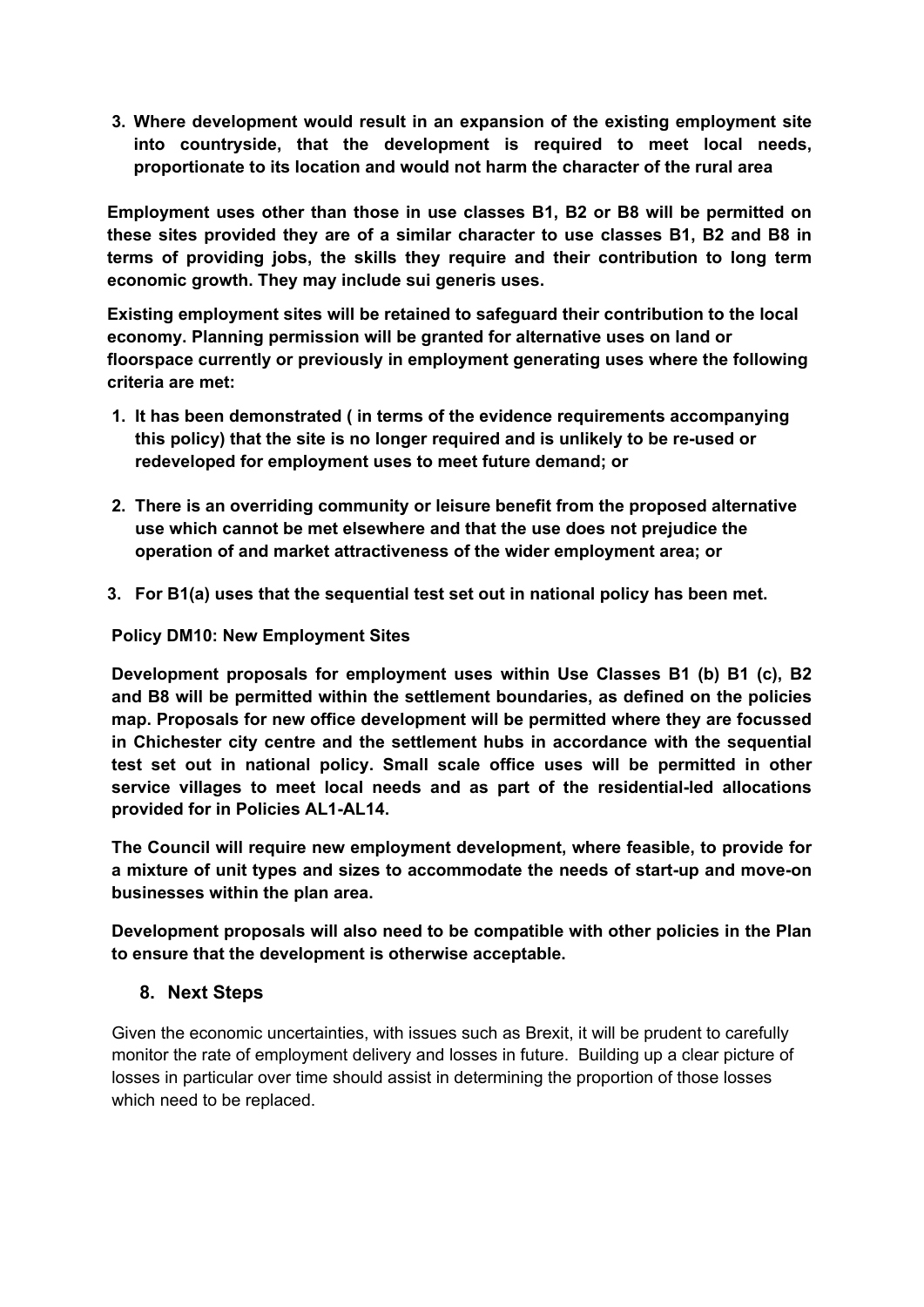3. **Where development would result in an expansion of the existing employment site into countryside, that the development is required to meet local needs, proportionate to its location and would not harm the character of the rural area**

**Employment uses other than those in use classes B1, B2 or B8 will be permitted on these sites provided they are of a similar character to use classes B1, B2 and B8 in terms of providing jobs, the skills they require and their contribution to long term economic growth. They may include sui generis uses.**

**Existing employment sites will be retained to safeguard their contribution to the local economy. Planning permission will be granted for alternative uses on land or floorspace currently or previously in employment generating uses where the following criteria are met:**

1. **It has been demonstrated ( in terms of the evidence requirements accompanying this policy) that the site is no longer required and is unlikely to be re-used or redeveloped for employment uses to meet future demand; or**
2. **There is an overriding community or leisure benefit from the proposed alternative use which cannot be met elsewhere and that the use does not prejudice the operation of and market attractiveness of the wider employment area; or**
3. **For B1(a) uses that the sequential test set out in national policy has been met.**

**Policy DM10: New Employment Sites**

**Development proposals for employment uses within Use Classes B1 (b) B1 (c), B2 and B8 will be permitted within the settlement boundaries, as defined on the policies map. Proposals for new office development will be permitted where they are focussed in Chichester city centre and the settlement hubs in accordance with the sequential test set out in national policy. Small scale office uses will be permitted in other service villages to meet local needs and as part of the residential-led allocations provided for in Policies AL1-AL14.**

**The Council will require new employment development, where feasible, to provide for a mixture of unit types and sizes to accommodate the needs of start-up and move-on businesses within the plan area.**

**Development proposals will also need to be compatible with other policies in the Plan to ensure that the development is otherwise acceptable.**

## 8. Next Steps

Given the economic uncertainties, with issues such as Brexit, it will be prudent to carefully monitor the rate of employment delivery and losses in future. Building up a clear picture of losses in particular over time should assist in determining the proportion of those losses which need to be replaced.